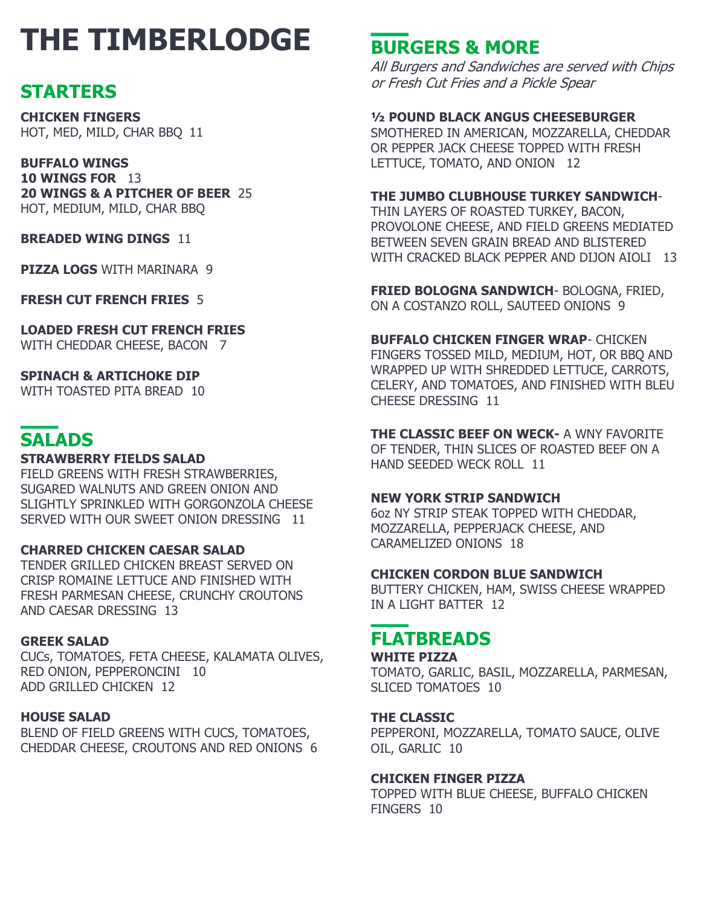# THE TIMBERLODGE

## STARTERS

**CHICKEN FINGERS**
HOT, MED, MILD, CHAR BBQ 11

**BUFFALO WINGS**
**10 WINGS FOR** 13
**20 WINGS & A PITCHER OF BEER** 25
HOT, MEDIUM, MILD, CHAR BBQ

**BREADED WING DINGS** 11

**PIZZA LOGS** WITH MARINARA 9

**FRESH CUT FRENCH FRIES** 5

**LOADED FRESH CUT FRENCH FRIES**
WITH CHEDDAR CHEESE, BACON 7

**SPINACH & ARTICHOKE DIP**
WITH TOASTED PITA BREAD 10

## SALADS

**STRAWBERRY FIELDS SALAD**
FIELD GREENS WITH FRESH STRAWBERRIES, SUGARED WALNUTS AND GREEN ONION AND SLIGHTLY SPRINKLED WITH GORGONZOLA CHEESE SERVED WITH OUR SWEET ONION DRESSING 11

**CHARRED CHICKEN CAESAR SALAD**
TENDER GRILLED CHICKEN BREAST SERVED ON CRISP ROMAINE LETTUCE AND FINISHED WITH FRESH PARMESAN CHEESE, CRUNCHY CROUTONS AND CAESAR DRESSING 13

**GREEK SALAD**
CUCs, TOMATOES, FETA CHEESE, KALAMATA OLIVES, RED ONION, PEPPERONCINI 10
ADD GRILLED CHICKEN 12

**HOUSE SALAD**
BLEND OF FIELD GREENS WITH CUCS, TOMATOES, CHEDDAR CHEESE, CROUTONS AND RED ONIONS 6

## BURGERS & MORE

*All Burgers and Sandwiches are served with Chips or Fresh Cut Fries and a Pickle Spear*

**½ POUND BLACK ANGUS CHEESEBURGER**
SMOTHERED IN AMERICAN, MOZZARELLA, CHEDDAR OR PEPPER JACK CHEESE TOPPED WITH FRESH LETTUCE, TOMATO, AND ONION 12

**THE JUMBO CLUBHOUSE TURKEY SANDWICH**-
THIN LAYERS OF ROASTED TURKEY, BACON, PROVOLONE CHEESE, AND FIELD GREENS MEDIATED BETWEEN SEVEN GRAIN BREAD AND BLISTERED WITH CRACKED BLACK PEPPER AND DIJON AIOLI 13

**FRIED BOLOGNA SANDWICH**- BOLOGNA, FRIED, ON A COSTANZO ROLL, SAUTEED ONIONS 9

**BUFFALO CHICKEN FINGER WRAP**- CHICKEN FINGERS TOSSED MILD, MEDIUM, HOT, OR BBQ AND WRAPPED UP WITH SHREDDED LETTUCE, CARROTS, CELERY, AND TOMATOES, AND FINISHED WITH BLEU CHEESE DRESSING 11

**THE CLASSIC BEEF ON WECK-** A WNY FAVORITE OF TENDER, THIN SLICES OF ROASTED BEEF ON A HAND SEEDED WECK ROLL 11

**NEW YORK STRIP SANDWICH**
6oz NY STRIP STEAK TOPPED WITH CHEDDAR, MOZZARELLA, PEPPERJACK CHEESE, AND CARAMELIZED ONIONS 18

**CHICKEN CORDON BLUE SANDWICH**
BUTTERY CHICKEN, HAM, SWISS CHEESE WRAPPED IN A LIGHT BATTER 12

## FLATBREADS

**WHITE PIZZA**
TOMATO, GARLIC, BASIL, MOZZARELLA, PARMESAN, SLICED TOMATOES 10

**THE CLASSIC**
PEPPERONI, MOZZARELLA, TOMATO SAUCE, OLIVE OIL, GARLIC 10

**CHICKEN FINGER PIZZA**
TOPPED WITH BLUE CHEESE, BUFFALO CHICKEN FINGERS 10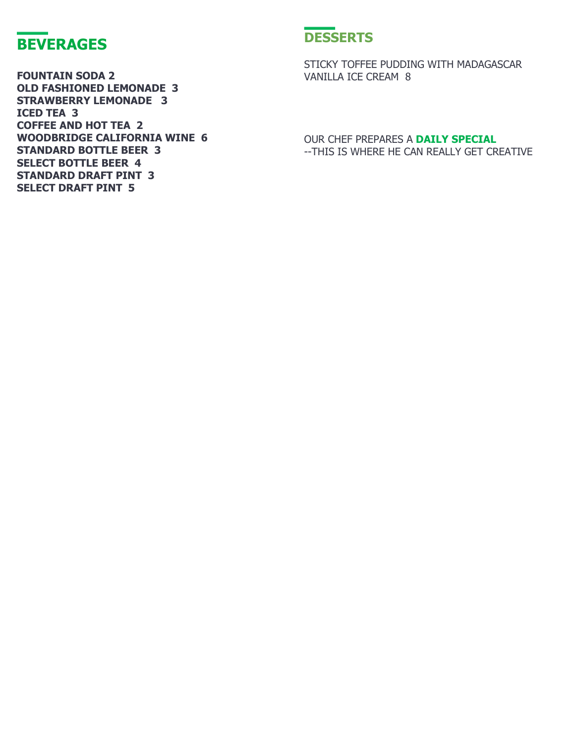## BEVERAGES

**FOUNTAIN SODA 2**
**OLD FASHIONED LEMONADE 3**
**STRAWBERRY LEMONADE 3**
**ICED TEA 3**
**COFFEE AND HOT TEA 2**
**WOODBRIDGE CALIFORNIA WINE 6**
**STANDARD BOTTLE BEER 3**
**SELECT BOTTLE BEER 4**
**STANDARD DRAFT PINT 3**
**SELECT DRAFT PINT 5**

## DESSERTS

STICKY TOFFEE PUDDING WITH MADAGASCAR VANILLA ICE CREAM 8

OUR CHEF PREPARES A **DAILY SPECIAL**
--THIS IS WHERE HE CAN REALLY GET CREATIVE